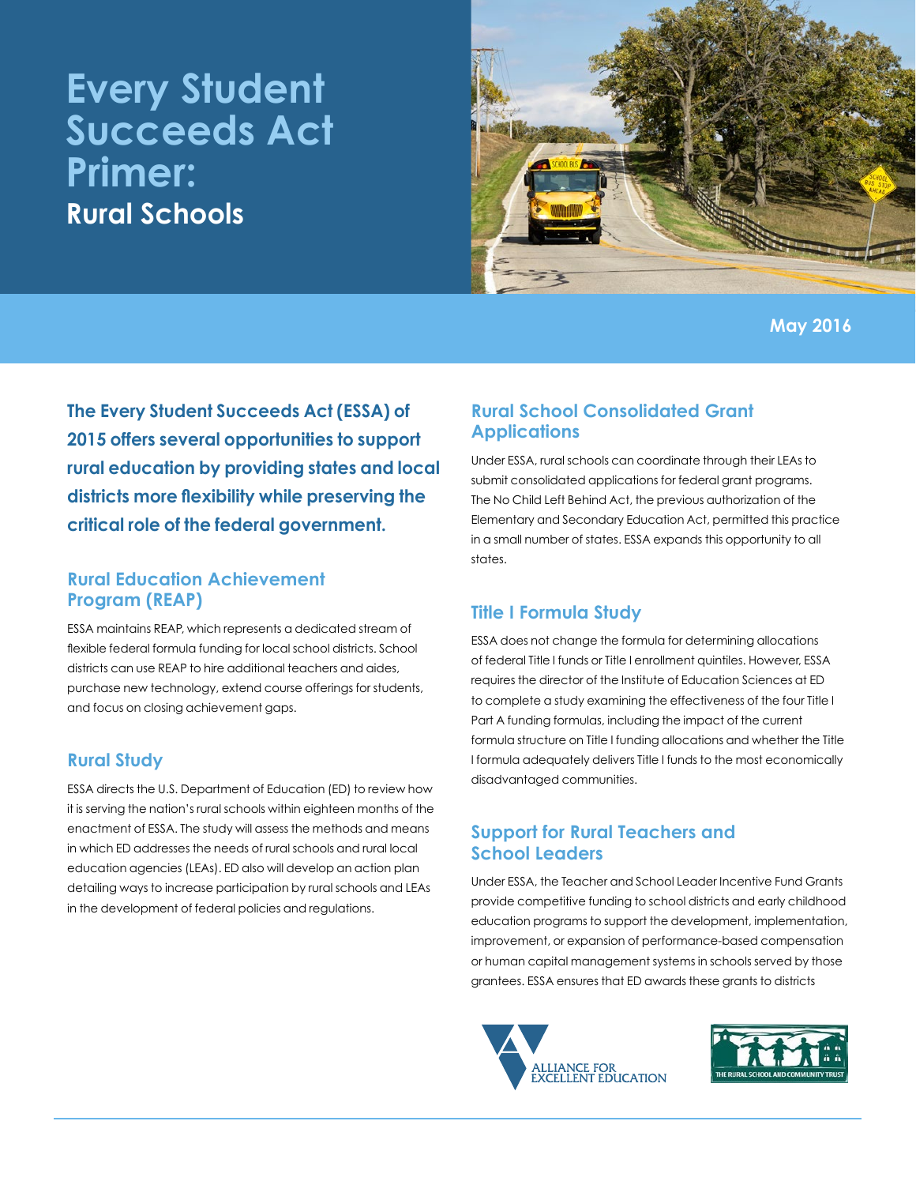# Every Student Succeeds Act Primer:

## Rural Schools

May 2016

**The Every Student Succeeds Act (ESSA) of 2015 offers several opportunities to support rural education by providing states and local districts more flexibility while preserving the critical role of the federal government.**

### Rural Education Achievement Program (REAP)

ESSA maintains REAP, which represents a dedicated stream of flexible federal formula funding for local school districts. School districts can use REAP to hire additional teachers and aides, purchase new technology, extend course offerings for students, and focus on closing achievement gaps.

### Rural Study

ESSA directs the U.S. Department of Education (ED) to review how it is serving the nation's rural schools within eighteen months of the enactment of ESSA. The study will assess the methods and means in which ED addresses the needs of rural schools and rural local education agencies (LEAs). ED also will develop an action plan detailing ways to increase participation by rural schools and LEAs in the development of federal policies and regulations.

### Rural School Consolidated Grant Applications

Under ESSA, rural schools can coordinate through their LEAs to submit consolidated applications for federal grant programs. The No Child Left Behind Act, the previous authorization of the Elementary and Secondary Education Act, permitted this practice in a small number of states. ESSA expands this opportunity to all states.

### Title I Formula Study

ESSA does not change the formula for determining allocations of federal Title I funds or Title I enrollment quintiles. However, ESSA requires the director of the Institute of Education Sciences at ED to complete a study examining the effectiveness of the four Title I Part A funding formulas, including the impact of the current formula structure on Title I funding allocations and whether the Title I formula adequately delivers Title I funds to the most economically disadvantaged communities.

### Support for Rural Teachers and School Leaders

Under ESSA, the Teacher and School Leader Incentive Fund Grants provide competitive funding to school districts and early childhood education programs to support the development, implementation, improvement, or expansion of performance-based compensation or human capital management systems in schools served by those grantees. ESSA ensures that ED awards these grants to districts

ALLIANCE FOR EXCELLENT EDUCATION

THE RURAL SCHOOL AND COMMUNITY TRUST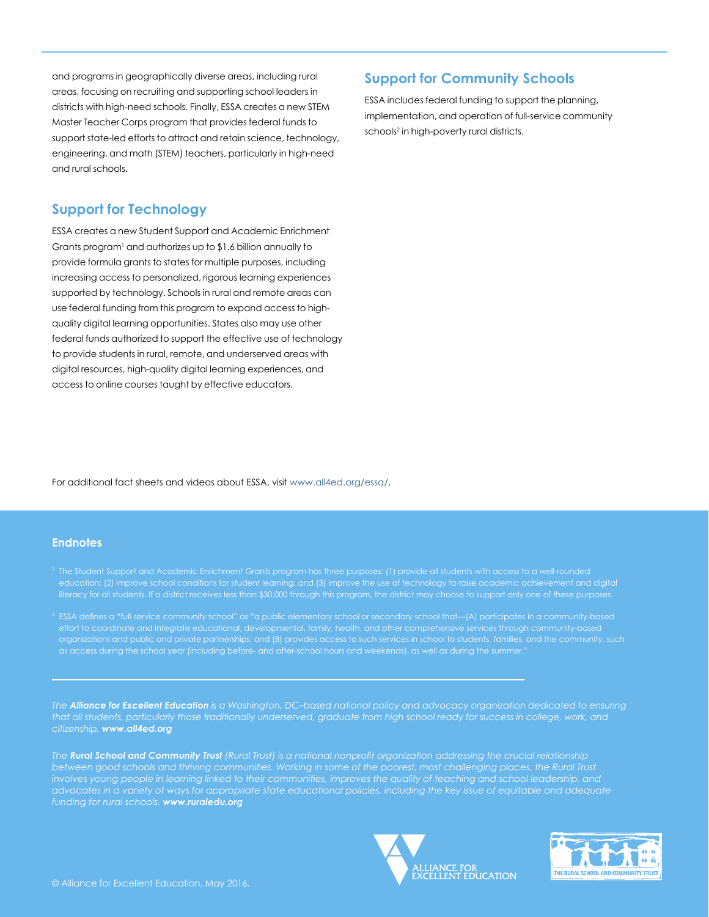and programs in geographically diverse areas, including rural areas, focusing on recruiting and supporting school leaders in districts with high-need schools. Finally, ESSA creates a new STEM Master Teacher Corps program that provides federal funds to support state-led efforts to attract and retain science, technology, engineering, and math (STEM) teachers, particularly in high-need and rural schools.

## Support for Technology

ESSA creates a new Student Support and Academic Enrichment Grants program[1] and authorizes up to $1.6 billion annually to provide formula grants to states for multiple purposes, including increasing access to personalized, rigorous learning experiences supported by technology. Schools in rural and remote areas can use federal funding from this program to expand access to high-quality digital learning opportunities. States also may use other federal funds authorized to support the effective use of technology to provide students in rural, remote, and underserved areas with digital resources, high-quality digital learning experiences, and access to online courses taught by effective educators.

## Support for Community Schools

ESSA includes federal funding to support the planning, implementation, and operation of full-service community schools[2] in high-poverty rural districts.

For additional fact sheets and videos about ESSA, visit www.all4ed.org/essa/.

### Endnotes

[1] The Student Support and Academic Enrichment Grants program has three purposes: (1) provide all students with access to a well-rounded education; (2) improve school conditions for student learning; and (3) improve the use of technology to raise academic achievement and digital literacy for all students. If a district receives less than $30,000 through this program, the district may choose to support only one of these purposes.

[2] ESSA defines a "full-service community school" as "a public elementary school or secondary school that—(A) participates in a community-based effort to coordinate and integrate educational, developmental, family, health, and other comprehensive services through community-based organizations and public and private partnerships; and (B) provides access to such services in school to students, families, and the community, such as access during the school year (including before- and after-school hours and weekends), as well as during the summer."

---

*The **Alliance for Excellent Education** is a Washington, DC–based national policy and advocacy organization dedicated to ensuring that all students, particularly those traditionally underserved, graduate from high school ready for success in college, work, and citizenship. **www.all4ed.org***

*The **Rural School and Community Trust** (Rural Trust) is a national nonprofit organization addressing the crucial relationship between good schools and thriving communities. Working in some of the poorest, most challenging places, the Rural Trust involves young people in learning linked to their communities, improves the quality of teaching and school leadership, and advocates in a variety of ways for appropriate state educational policies, including the key issue of equitable and adequate funding for rural schools. **www.ruraledu.org***

ALLIANCE FOR EXCELLENT EDUCATION

THE RURAL SCHOOL AND COMMUNITY TRUST

© Alliance for Excellent Education, May 2016.